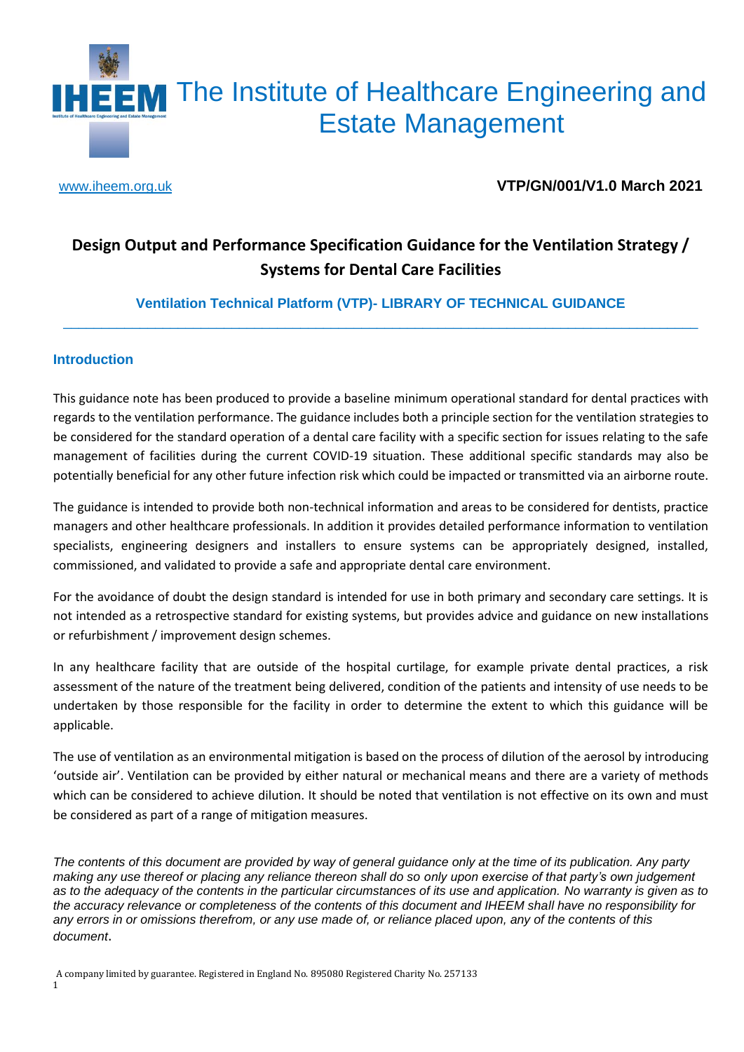# The Institute of Healthcare Engineering and Estate Management

www.iheem.org.uk

**VTP/GN/001/V1.0 March 2021**

## Design Output and Performance Specification Guidance for the Ventilation Strategy / Systems for Dental Care Facilities

**Ventilation Technical Platform (VTP)- LIBRARY OF TECHNICAL GUIDANCE**

### Introduction

This guidance note has been produced to provide a baseline minimum operational standard for dental practices with regards to the ventilation performance. The guidance includes both a principle section for the ventilation strategies to be considered for the standard operation of a dental care facility with a specific section for issues relating to the safe management of facilities during the current COVID-19 situation. These additional specific standards may also be potentially beneficial for any other future infection risk which could be impacted or transmitted via an airborne route.

The guidance is intended to provide both non-technical information and areas to be considered for dentists, practice managers and other healthcare professionals. In addition it provides detailed performance information to ventilation specialists, engineering designers and installers to ensure systems can be appropriately designed, installed, commissioned, and validated to provide a safe and appropriate dental care environment.

For the avoidance of doubt the design standard is intended for use in both primary and secondary care settings. It is not intended as a retrospective standard for existing systems, but provides advice and guidance on new installations or refurbishment / improvement design schemes.

In any healthcare facility that are outside of the hospital curtilage, for example private dental practices, a risk assessment of the nature of the treatment being delivered, condition of the patients and intensity of use needs to be undertaken by those responsible for the facility in order to determine the extent to which this guidance will be applicable.

The use of ventilation as an environmental mitigation is based on the process of dilution of the aerosol by introducing 'outside air'. Ventilation can be provided by either natural or mechanical means and there are a variety of methods which can be considered to achieve dilution. It should be noted that ventilation is not effective on its own and must be considered as part of a range of mitigation measures.

*The contents of this document are provided by way of general guidance only at the time of its publication. Any party making any use thereof or placing any reliance thereon shall do so only upon exercise of that party's own judgement as to the adequacy of the contents in the particular circumstances of its use and application. No warranty is given as to the accuracy relevance or completeness of the contents of this document and IHEEM shall have no responsibility for any errors in or omissions therefrom, or any use made of, or reliance placed upon, any of the contents of this document.*

A company limited by guarantee. Registered in England No. 895080 Registered Charity No. 257133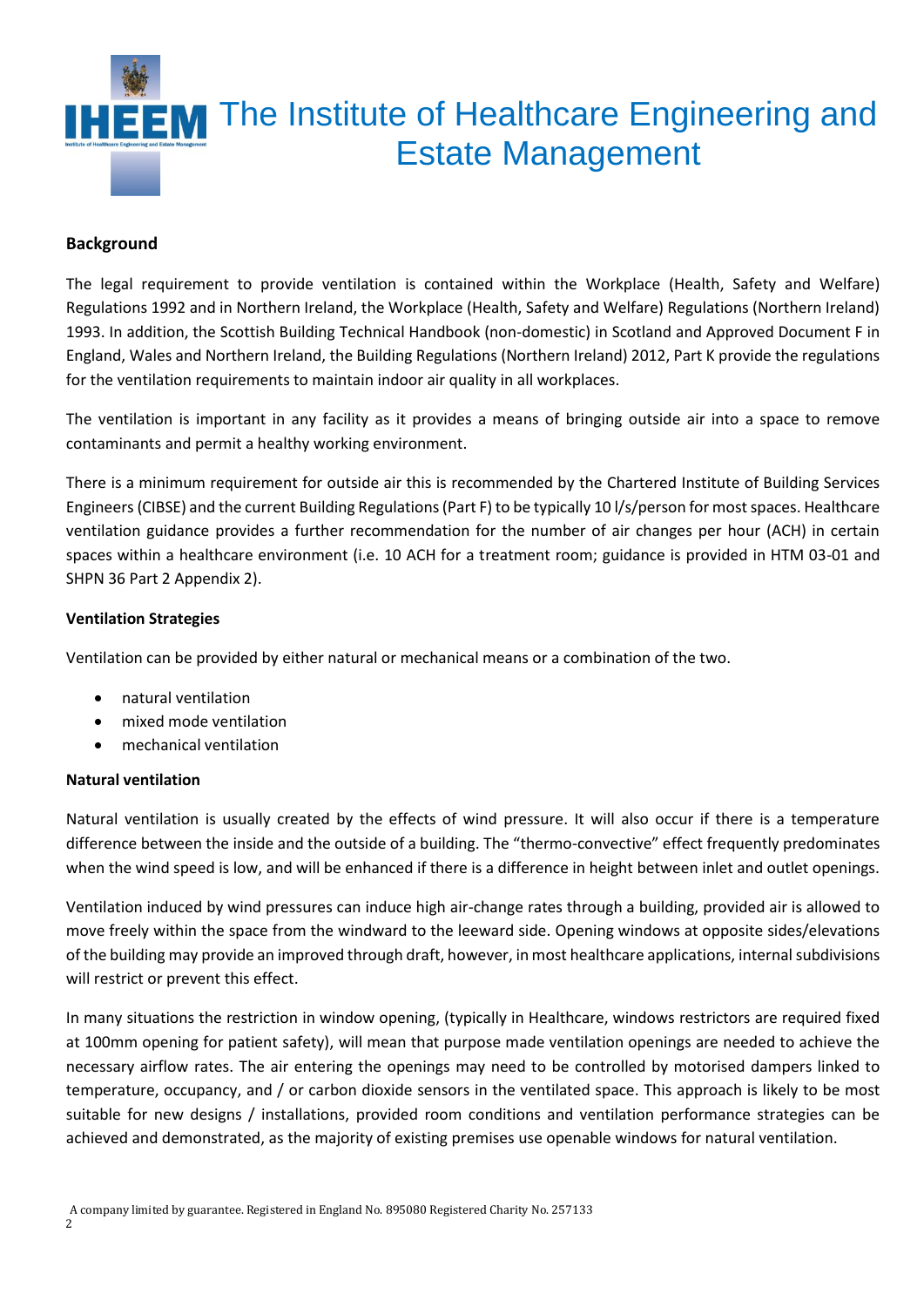## Background

The legal requirement to provide ventilation is contained within the Workplace (Health, Safety and Welfare) Regulations 1992 and in Northern Ireland, the Workplace (Health, Safety and Welfare) Regulations (Northern Ireland) 1993. In addition, the Scottish Building Technical Handbook (non-domestic) in Scotland and Approved Document F in England, Wales and Northern Ireland, the Building Regulations (Northern Ireland) 2012, Part K provide the regulations for the ventilation requirements to maintain indoor air quality in all workplaces.

The ventilation is important in any facility as it provides a means of bringing outside air into a space to remove contaminants and permit a healthy working environment.

There is a minimum requirement for outside air this is recommended by the Chartered Institute of Building Services Engineers (CIBSE) and the current Building Regulations (Part F) to be typically 10 l/s/person for most spaces. Healthcare ventilation guidance provides a further recommendation for the number of air changes per hour (ACH) in certain spaces within a healthcare environment (i.e. 10 ACH for a treatment room; guidance is provided in HTM 03-01 and SHPN 36 Part 2 Appendix 2).

## Ventilation Strategies

Ventilation can be provided by either natural or mechanical means or a combination of the two.

- natural ventilation
- mixed mode ventilation
- mechanical ventilation

### Natural ventilation

Natural ventilation is usually created by the effects of wind pressure. It will also occur if there is a temperature difference between the inside and the outside of a building. The "thermo-convective" effect frequently predominates when the wind speed is low, and will be enhanced if there is a difference in height between inlet and outlet openings.

Ventilation induced by wind pressures can induce high air-change rates through a building, provided air is allowed to move freely within the space from the windward to the leeward side. Opening windows at opposite sides/elevations of the building may provide an improved through draft, however, in most healthcare applications, internal subdivisions will restrict or prevent this effect.

In many situations the restriction in window opening, (typically in Healthcare, windows restrictors are required fixed at 100mm opening for patient safety), will mean that purpose made ventilation openings are needed to achieve the necessary airflow rates. The air entering the openings may need to be controlled by motorised dampers linked to temperature, occupancy, and / or carbon dioxide sensors in the ventilated space. This approach is likely to be most suitable for new designs / installations, provided room conditions and ventilation performance strategies can be achieved and demonstrated, as the majority of existing premises use openable windows for natural ventilation.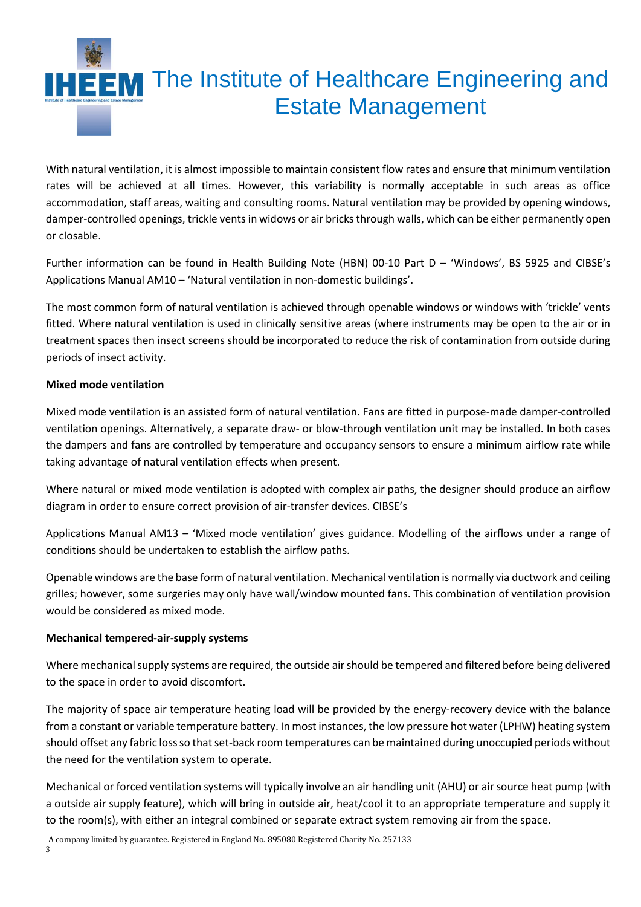With natural ventilation, it is almost impossible to maintain consistent flow rates and ensure that minimum ventilation rates will be achieved at all times. However, this variability is normally acceptable in such areas as office accommodation, staff areas, waiting and consulting rooms. Natural ventilation may be provided by opening windows, damper-controlled openings, trickle vents in widows or air bricks through walls, which can be either permanently open or closable.

Further information can be found in Health Building Note (HBN) 00-10 Part D – 'Windows', BS 5925 and CIBSE's Applications Manual AM10 – 'Natural ventilation in non-domestic buildings'.

The most common form of natural ventilation is achieved through openable windows or windows with 'trickle' vents fitted. Where natural ventilation is used in clinically sensitive areas (where instruments may be open to the air or in treatment spaces then insect screens should be incorporated to reduce the risk of contamination from outside during periods of insect activity.

**Mixed mode ventilation**

Mixed mode ventilation is an assisted form of natural ventilation. Fans are fitted in purpose-made damper-controlled ventilation openings. Alternatively, a separate draw- or blow-through ventilation unit may be installed. In both cases the dampers and fans are controlled by temperature and occupancy sensors to ensure a minimum airflow rate while taking advantage of natural ventilation effects when present.

Where natural or mixed mode ventilation is adopted with complex air paths, the designer should produce an airflow diagram in order to ensure correct provision of air-transfer devices. CIBSE's

Applications Manual AM13 – 'Mixed mode ventilation' gives guidance. Modelling of the airflows under a range of conditions should be undertaken to establish the airflow paths.

Openable windows are the base form of natural ventilation. Mechanical ventilation is normally via ductwork and ceiling grilles; however, some surgeries may only have wall/window mounted fans. This combination of ventilation provision would be considered as mixed mode.

**Mechanical tempered-air-supply systems**

Where mechanical supply systems are required, the outside air should be tempered and filtered before being delivered to the space in order to avoid discomfort.

The majority of space air temperature heating load will be provided by the energy-recovery device with the balance from a constant or variable temperature battery. In most instances, the low pressure hot water (LPHW) heating system should offset any fabric loss so that set-back room temperatures can be maintained during unoccupied periods without the need for the ventilation system to operate.

Mechanical or forced ventilation systems will typically involve an air handling unit (AHU) or air source heat pump (with a outside air supply feature), which will bring in outside air, heat/cool it to an appropriate temperature and supply it to the room(s), with either an integral combined or separate extract system removing air from the space.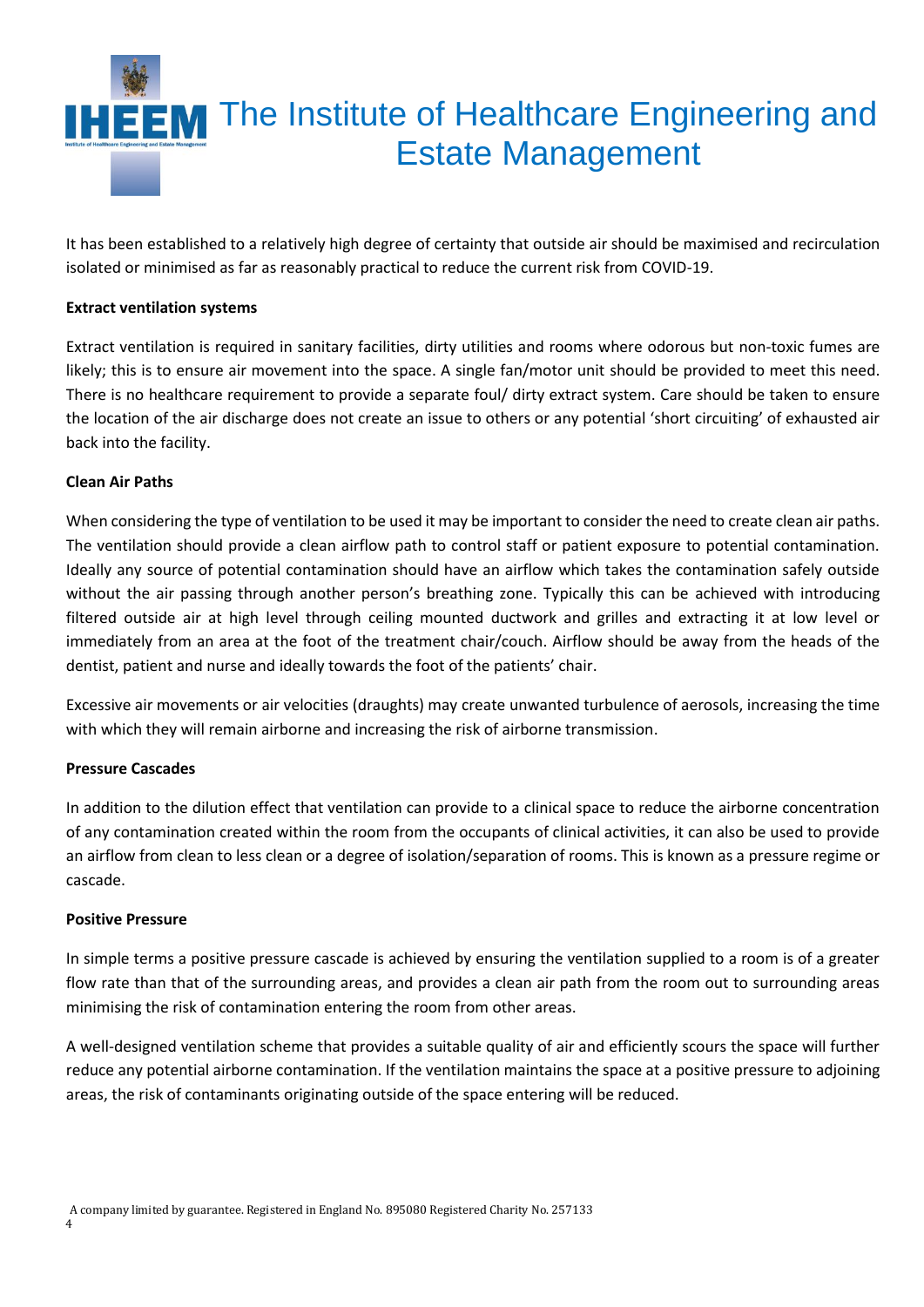It has been established to a relatively high degree of certainty that outside air should be maximised and recirculation isolated or minimised as far as reasonably practical to reduce the current risk from COVID-19.

**Extract ventilation systems**

Extract ventilation is required in sanitary facilities, dirty utilities and rooms where odorous but non-toxic fumes are likely; this is to ensure air movement into the space. A single fan/motor unit should be provided to meet this need. There is no healthcare requirement to provide a separate foul/ dirty extract system. Care should be taken to ensure the location of the air discharge does not create an issue to others or any potential 'short circuiting' of exhausted air back into the facility.

**Clean Air Paths**

When considering the type of ventilation to be used it may be important to consider the need to create clean air paths. The ventilation should provide a clean airflow path to control staff or patient exposure to potential contamination. Ideally any source of potential contamination should have an airflow which takes the contamination safely outside without the air passing through another person's breathing zone. Typically this can be achieved with introducing filtered outside air at high level through ceiling mounted ductwork and grilles and extracting it at low level or immediately from an area at the foot of the treatment chair/couch. Airflow should be away from the heads of the dentist, patient and nurse and ideally towards the foot of the patients' chair.

Excessive air movements or air velocities (draughts) may create unwanted turbulence of aerosols, increasing the time with which they will remain airborne and increasing the risk of airborne transmission.

**Pressure Cascades**

In addition to the dilution effect that ventilation can provide to a clinical space to reduce the airborne concentration of any contamination created within the room from the occupants of clinical activities, it can also be used to provide an airflow from clean to less clean or a degree of isolation/separation of rooms. This is known as a pressure regime or cascade.

**Positive Pressure**

In simple terms a positive pressure cascade is achieved by ensuring the ventilation supplied to a room is of a greater flow rate than that of the surrounding areas, and provides a clean air path from the room out to surrounding areas minimising the risk of contamination entering the room from other areas.

A well-designed ventilation scheme that provides a suitable quality of air and efficiently scours the space will further reduce any potential airborne contamination. If the ventilation maintains the space at a positive pressure to adjoining areas, the risk of contaminants originating outside of the space entering will be reduced.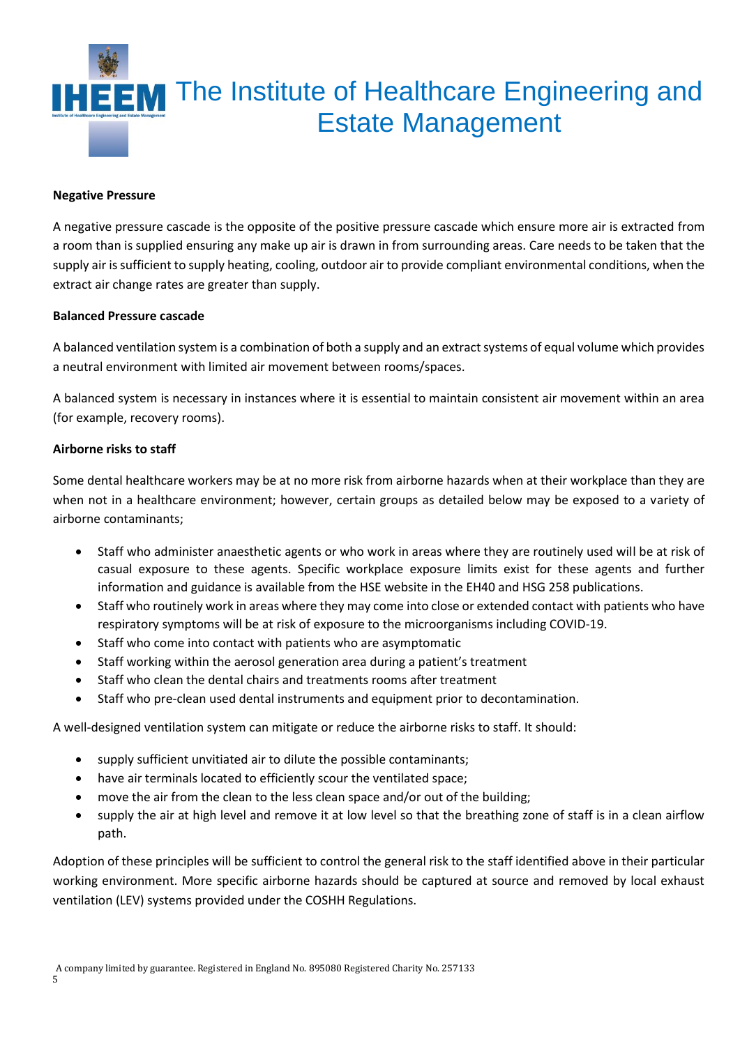**Negative Pressure**

A negative pressure cascade is the opposite of the positive pressure cascade which ensure more air is extracted from a room than is supplied ensuring any make up air is drawn in from surrounding areas. Care needs to be taken that the supply air is sufficient to supply heating, cooling, outdoor air to provide compliant environmental conditions, when the extract air change rates are greater than supply.

**Balanced Pressure cascade**

A balanced ventilation system is a combination of both a supply and an extract systems of equal volume which provides a neutral environment with limited air movement between rooms/spaces.

A balanced system is necessary in instances where it is essential to maintain consistent air movement within an area (for example, recovery rooms).

**Airborne risks to staff**

Some dental healthcare workers may be at no more risk from airborne hazards when at their workplace than they are when not in a healthcare environment; however, certain groups as detailed below may be exposed to a variety of airborne contaminants;

- Staff who administer anaesthetic agents or who work in areas where they are routinely used will be at risk of casual exposure to these agents. Specific workplace exposure limits exist for these agents and further information and guidance is available from the HSE website in the EH40 and HSG 258 publications.
- Staff who routinely work in areas where they may come into close or extended contact with patients who have respiratory symptoms will be at risk of exposure to the microorganisms including COVID-19.
- Staff who come into contact with patients who are asymptomatic
- Staff working within the aerosol generation area during a patient's treatment
- Staff who clean the dental chairs and treatments rooms after treatment
- Staff who pre-clean used dental instruments and equipment prior to decontamination.

A well-designed ventilation system can mitigate or reduce the airborne risks to staff. It should:

- supply sufficient unvitiated air to dilute the possible contaminants;
- have air terminals located to efficiently scour the ventilated space;
- move the air from the clean to the less clean space and/or out of the building;
- supply the air at high level and remove it at low level so that the breathing zone of staff is in a clean airflow path.

Adoption of these principles will be sufficient to control the general risk to the staff identified above in their particular working environment. More specific airborne hazards should be captured at source and removed by local exhaust ventilation (LEV) systems provided under the COSHH Regulations.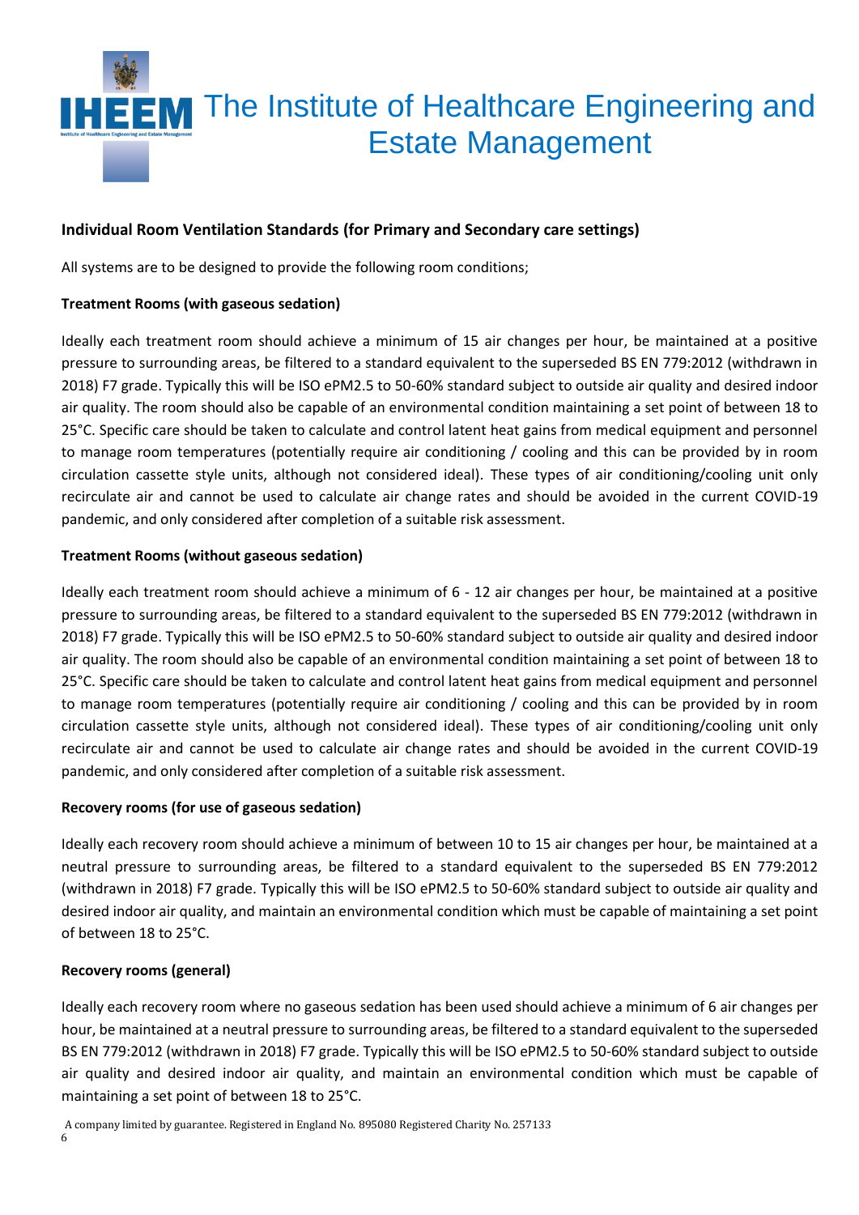## Individual Room Ventilation Standards (for Primary and Secondary care settings)

All systems are to be designed to provide the following room conditions;

### Treatment Rooms (with gaseous sedation)

Ideally each treatment room should achieve a minimum of 15 air changes per hour, be maintained at a positive pressure to surrounding areas, be filtered to a standard equivalent to the superseded BS EN 779:2012 (withdrawn in 2018) F7 grade. Typically this will be ISO ePM2.5 to 50-60% standard subject to outside air quality and desired indoor air quality. The room should also be capable of an environmental condition maintaining a set point of between 18 to 25°C. Specific care should be taken to calculate and control latent heat gains from medical equipment and personnel to manage room temperatures (potentially require air conditioning / cooling and this can be provided by in room circulation cassette style units, although not considered ideal). These types of air conditioning/cooling unit only recirculate air and cannot be used to calculate air change rates and should be avoided in the current COVID-19 pandemic, and only considered after completion of a suitable risk assessment.

### Treatment Rooms (without gaseous sedation)

Ideally each treatment room should achieve a minimum of 6 - 12 air changes per hour, be maintained at a positive pressure to surrounding areas, be filtered to a standard equivalent to the superseded BS EN 779:2012 (withdrawn in 2018) F7 grade. Typically this will be ISO ePM2.5 to 50-60% standard subject to outside air quality and desired indoor air quality. The room should also be capable of an environmental condition maintaining a set point of between 18 to 25°C. Specific care should be taken to calculate and control latent heat gains from medical equipment and personnel to manage room temperatures (potentially require air conditioning / cooling and this can be provided by in room circulation cassette style units, although not considered ideal). These types of air conditioning/cooling unit only recirculate air and cannot be used to calculate air change rates and should be avoided in the current COVID-19 pandemic, and only considered after completion of a suitable risk assessment.

### Recovery rooms (for use of gaseous sedation)

Ideally each recovery room should achieve a minimum of between 10 to 15 air changes per hour, be maintained at a neutral pressure to surrounding areas, be filtered to a standard equivalent to the superseded BS EN 779:2012 (withdrawn in 2018) F7 grade. Typically this will be ISO ePM2.5 to 50-60% standard subject to outside air quality and desired indoor air quality, and maintain an environmental condition which must be capable of maintaining a set point of between 18 to 25°C.

### Recovery rooms (general)

Ideally each recovery room where no gaseous sedation has been used should achieve a minimum of 6 air changes per hour, be maintained at a neutral pressure to surrounding areas, be filtered to a standard equivalent to the superseded BS EN 779:2012 (withdrawn in 2018) F7 grade. Typically this will be ISO ePM2.5 to 50-60% standard subject to outside air quality and desired indoor air quality, and maintain an environmental condition which must be capable of maintaining a set point of between 18 to 25°C.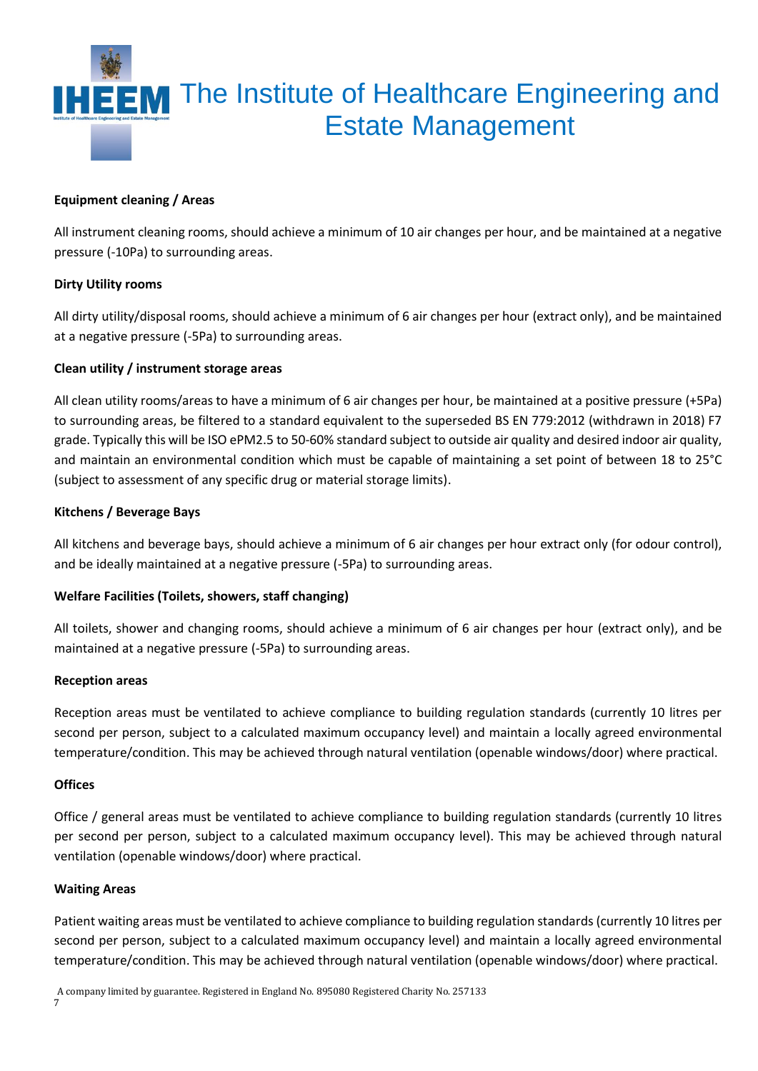**Equipment cleaning / Areas**

All instrument cleaning rooms, should achieve a minimum of 10 air changes per hour, and be maintained at a negative pressure (-10Pa) to surrounding areas.

**Dirty Utility rooms**

All dirty utility/disposal rooms, should achieve a minimum of 6 air changes per hour (extract only), and be maintained at a negative pressure (-5Pa) to surrounding areas.

**Clean utility / instrument storage areas**

All clean utility rooms/areas to have a minimum of 6 air changes per hour, be maintained at a positive pressure (+5Pa) to surrounding areas, be filtered to a standard equivalent to the superseded BS EN 779:2012 (withdrawn in 2018) F7 grade. Typically this will be ISO ePM2.5 to 50-60% standard subject to outside air quality and desired indoor air quality, and maintain an environmental condition which must be capable of maintaining a set point of between 18 to 25°C (subject to assessment of any specific drug or material storage limits).

**Kitchens / Beverage Bays**

All kitchens and beverage bays, should achieve a minimum of 6 air changes per hour extract only (for odour control), and be ideally maintained at a negative pressure (-5Pa) to surrounding areas.

**Welfare Facilities (Toilets, showers, staff changing)**

All toilets, shower and changing rooms, should achieve a minimum of 6 air changes per hour (extract only), and be maintained at a negative pressure (-5Pa) to surrounding areas.

**Reception areas**

Reception areas must be ventilated to achieve compliance to building regulation standards (currently 10 litres per second per person, subject to a calculated maximum occupancy level) and maintain a locally agreed environmental temperature/condition. This may be achieved through natural ventilation (openable windows/door) where practical.

**Offices**

Office / general areas must be ventilated to achieve compliance to building regulation standards (currently 10 litres per second per person, subject to a calculated maximum occupancy level). This may be achieved through natural ventilation (openable windows/door) where practical.

**Waiting Areas**

Patient waiting areas must be ventilated to achieve compliance to building regulation standards (currently 10 litres per second per person, subject to a calculated maximum occupancy level) and maintain a locally agreed environmental temperature/condition. This may be achieved through natural ventilation (openable windows/door) where practical.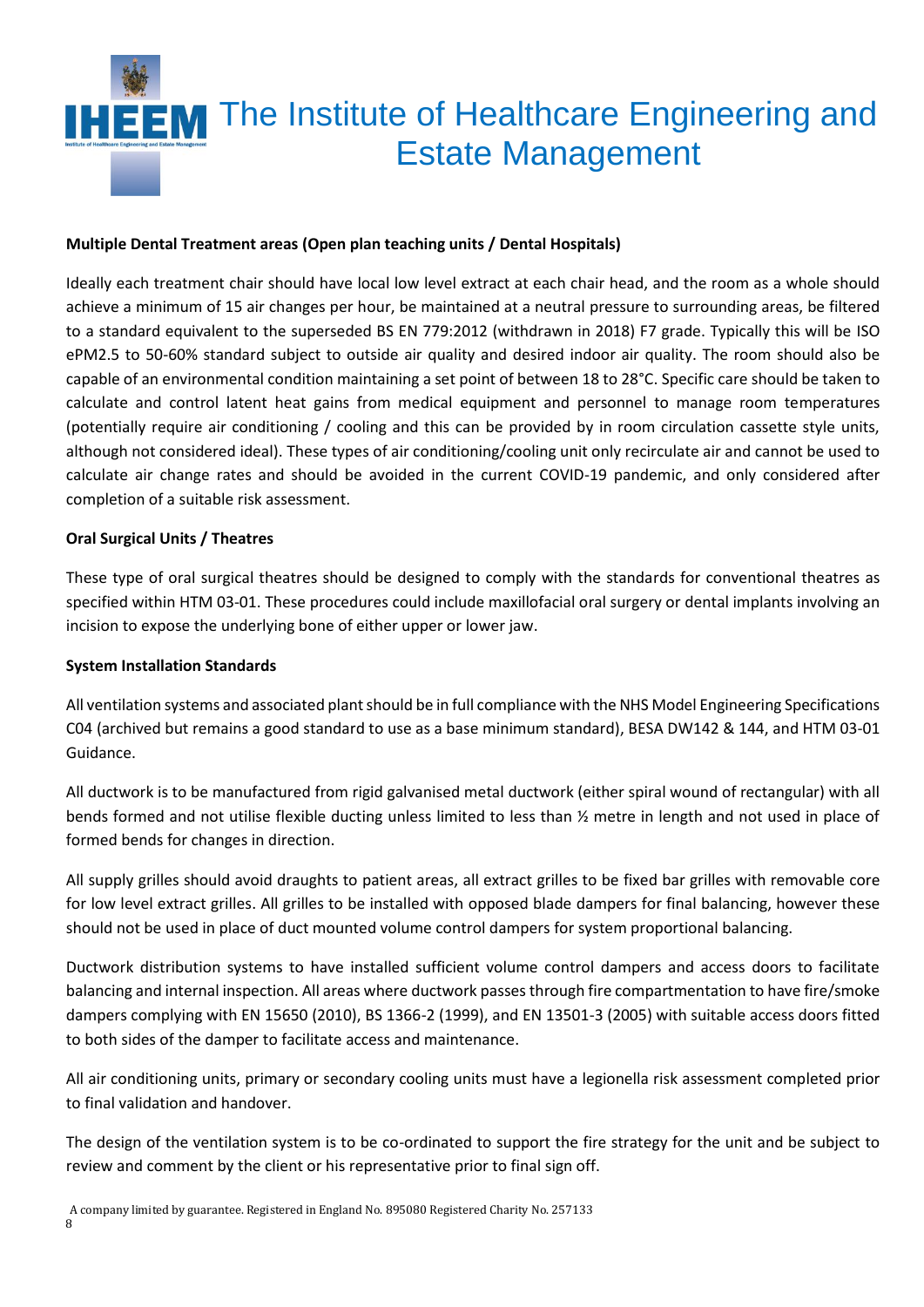**Multiple Dental Treatment areas (Open plan teaching units / Dental Hospitals)**

Ideally each treatment chair should have local low level extract at each chair head, and the room as a whole should achieve a minimum of 15 air changes per hour, be maintained at a neutral pressure to surrounding areas, be filtered to a standard equivalent to the superseded BS EN 779:2012 (withdrawn in 2018) F7 grade. Typically this will be ISO ePM2.5 to 50-60% standard subject to outside air quality and desired indoor air quality. The room should also be capable of an environmental condition maintaining a set point of between 18 to 28°C. Specific care should be taken to calculate and control latent heat gains from medical equipment and personnel to manage room temperatures (potentially require air conditioning / cooling and this can be provided by in room circulation cassette style units, although not considered ideal). These types of air conditioning/cooling unit only recirculate air and cannot be used to calculate air change rates and should be avoided in the current COVID-19 pandemic, and only considered after completion of a suitable risk assessment.

**Oral Surgical Units / Theatres**

These type of oral surgical theatres should be designed to comply with the standards for conventional theatres as specified within HTM 03-01. These procedures could include maxillofacial oral surgery or dental implants involving an incision to expose the underlying bone of either upper or lower jaw.

**System Installation Standards**

All ventilation systems and associated plant should be in full compliance with the NHS Model Engineering Specifications C04 (archived but remains a good standard to use as a base minimum standard), BESA DW142 & 144, and HTM 03-01 Guidance.

All ductwork is to be manufactured from rigid galvanised metal ductwork (either spiral wound of rectangular) with all bends formed and not utilise flexible ducting unless limited to less than ½ metre in length and not used in place of formed bends for changes in direction.

All supply grilles should avoid draughts to patient areas, all extract grilles to be fixed bar grilles with removable core for low level extract grilles. All grilles to be installed with opposed blade dampers for final balancing, however these should not be used in place of duct mounted volume control dampers for system proportional balancing.

Ductwork distribution systems to have installed sufficient volume control dampers and access doors to facilitate balancing and internal inspection. All areas where ductwork passes through fire compartmentation to have fire/smoke dampers complying with EN 15650 (2010), BS 1366-2 (1999), and EN 13501-3 (2005) with suitable access doors fitted to both sides of the damper to facilitate access and maintenance.

All air conditioning units, primary or secondary cooling units must have a legionella risk assessment completed prior to final validation and handover.

The design of the ventilation system is to be co-ordinated to support the fire strategy for the unit and be subject to review and comment by the client or his representative prior to final sign off.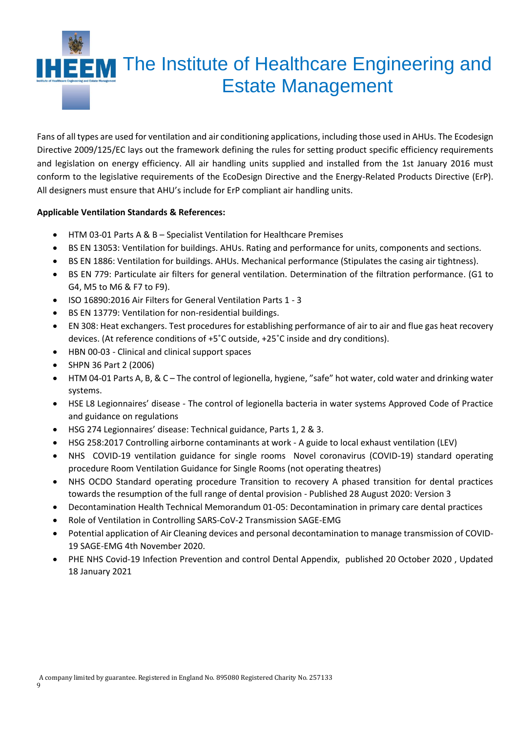Fans of all types are used for ventilation and air conditioning applications, including those used in AHUs. The Ecodesign Directive 2009/125/EC lays out the framework defining the rules for setting product specific efficiency requirements and legislation on energy efficiency. All air handling units supplied and installed from the 1st January 2016 must conform to the legislative requirements of the EcoDesign Directive and the Energy-Related Products Directive (ErP). All designers must ensure that AHU's include for ErP compliant air handling units.

**Applicable Ventilation Standards & References:**

- HTM 03-01 Parts A & B – Specialist Ventilation for Healthcare Premises
- BS EN 13053: Ventilation for buildings. AHUs. Rating and performance for units, components and sections.
- BS EN 1886: Ventilation for buildings. AHUs. Mechanical performance (Stipulates the casing air tightness).
- BS EN 779: Particulate air filters for general ventilation. Determination of the filtration performance. (G1 to G4, M5 to M6 & F7 to F9).
- ISO 16890:2016 Air Filters for General Ventilation Parts 1 - 3
- BS EN 13779: Ventilation for non-residential buildings.
- EN 308: Heat exchangers. Test procedures for establishing performance of air to air and flue gas heat recovery devices. (At reference conditions of +5˚C outside, +25˚C inside and dry conditions).
- HBN 00-03 - Clinical and clinical support spaces
- SHPN 36 Part 2 (2006)
- HTM 04-01 Parts A, B, & C – The control of legionella, hygiene, "safe" hot water, cold water and drinking water systems.
- HSE L8 Legionnaires' disease - The control of legionella bacteria in water systems Approved Code of Practice and guidance on regulations
- HSG 274 Legionnaires' disease: Technical guidance, Parts 1, 2 & 3.
- HSG 258:2017 Controlling airborne contaminants at work - A guide to local exhaust ventilation (LEV)
- NHS COVID-19 ventilation guidance for single rooms Novel coronavirus (COVID-19) standard operating procedure Room Ventilation Guidance for Single Rooms (not operating theatres)
- NHS OCDO Standard operating procedure Transition to recovery A phased transition for dental practices towards the resumption of the full range of dental provision - Published 28 August 2020: Version 3
- Decontamination Health Technical Memorandum 01-05: Decontamination in primary care dental practices
- Role of Ventilation in Controlling SARS-CoV-2 Transmission SAGE-EMG
- Potential application of Air Cleaning devices and personal decontamination to manage transmission of COVID-19 SAGE-EMG 4th November 2020.
- PHE NHS Covid-19 Infection Prevention and control Dental Appendix, published 20 October 2020 , Updated 18 January 2021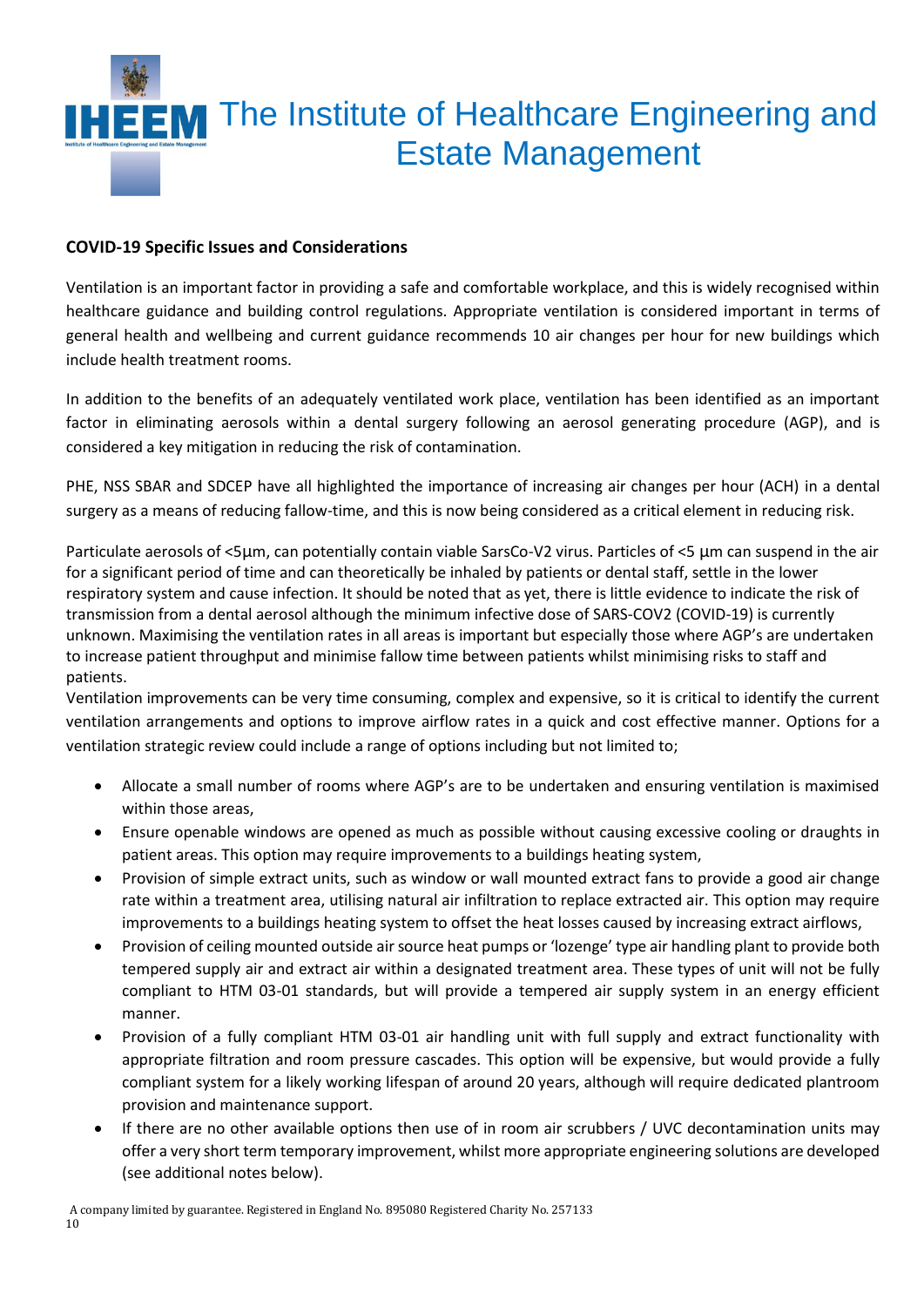## COVID-19 Specific Issues and Considerations

Ventilation is an important factor in providing a safe and comfortable workplace, and this is widely recognised within healthcare guidance and building control regulations. Appropriate ventilation is considered important in terms of general health and wellbeing and current guidance recommends 10 air changes per hour for new buildings which include health treatment rooms.

In addition to the benefits of an adequately ventilated work place, ventilation has been identified as an important factor in eliminating aerosols within a dental surgery following an aerosol generating procedure (AGP), and is considered a key mitigation in reducing the risk of contamination.

PHE, NSS SBAR and SDCEP have all highlighted the importance of increasing air changes per hour (ACH) in a dental surgery as a means of reducing fallow-time, and this is now being considered as a critical element in reducing risk.

Particulate aerosols of <5µm, can potentially contain viable SarsCo-V2 virus. Particles of <5 µm can suspend in the air for a significant period of time and can theoretically be inhaled by patients or dental staff, settle in the lower respiratory system and cause infection. It should be noted that as yet, there is little evidence to indicate the risk of transmission from a dental aerosol although the minimum infective dose of SARS-COV2 (COVID-19) is currently unknown. Maximising the ventilation rates in all areas is important but especially those where AGP's are undertaken to increase patient throughput and minimise fallow time between patients whilst minimising risks to staff and patients.

Ventilation improvements can be very time consuming, complex and expensive, so it is critical to identify the current ventilation arrangements and options to improve airflow rates in a quick and cost effective manner. Options for a ventilation strategic review could include a range of options including but not limited to;

- Allocate a small number of rooms where AGP's are to be undertaken and ensuring ventilation is maximised within those areas,
- Ensure openable windows are opened as much as possible without causing excessive cooling or draughts in patient areas. This option may require improvements to a buildings heating system,
- Provision of simple extract units, such as window or wall mounted extract fans to provide a good air change rate within a treatment area, utilising natural air infiltration to replace extracted air. This option may require improvements to a buildings heating system to offset the heat losses caused by increasing extract airflows,
- Provision of ceiling mounted outside air source heat pumps or 'lozenge' type air handling plant to provide both tempered supply air and extract air within a designated treatment area. These types of unit will not be fully compliant to HTM 03-01 standards, but will provide a tempered air supply system in an energy efficient manner.
- Provision of a fully compliant HTM 03-01 air handling unit with full supply and extract functionality with appropriate filtration and room pressure cascades. This option will be expensive, but would provide a fully compliant system for a likely working lifespan of around 20 years, although will require dedicated plantroom provision and maintenance support.
- If there are no other available options then use of in room air scrubbers / UVC decontamination units may offer a very short term temporary improvement, whilst more appropriate engineering solutions are developed (see additional notes below).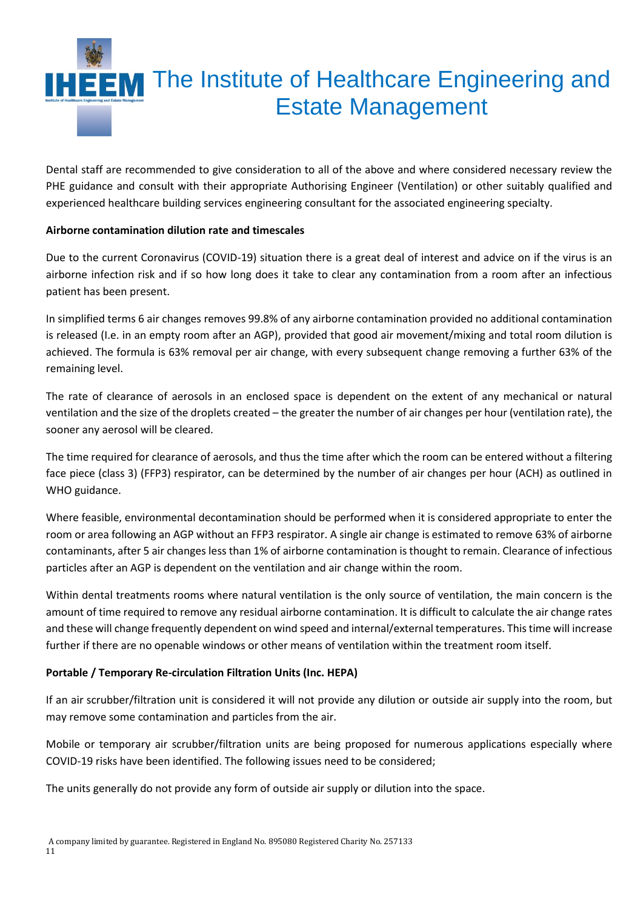Dental staff are recommended to give consideration to all of the above and where considered necessary review the PHE guidance and consult with their appropriate Authorising Engineer (Ventilation) or other suitably qualified and experienced healthcare building services engineering consultant for the associated engineering specialty.

**Airborne contamination dilution rate and timescales**

Due to the current Coronavirus (COVID-19) situation there is a great deal of interest and advice on if the virus is an airborne infection risk and if so how long does it take to clear any contamination from a room after an infectious patient has been present.

In simplified terms 6 air changes removes 99.8% of any airborne contamination provided no additional contamination is released (I.e. in an empty room after an AGP), provided that good air movement/mixing and total room dilution is achieved. The formula is 63% removal per air change, with every subsequent change removing a further 63% of the remaining level.

The rate of clearance of aerosols in an enclosed space is dependent on the extent of any mechanical or natural ventilation and the size of the droplets created – the greater the number of air changes per hour (ventilation rate), the sooner any aerosol will be cleared.

The time required for clearance of aerosols, and thus the time after which the room can be entered without a filtering face piece (class 3) (FFP3) respirator, can be determined by the number of air changes per hour (ACH) as outlined in WHO guidance.

Where feasible, environmental decontamination should be performed when it is considered appropriate to enter the room or area following an AGP without an FFP3 respirator. A single air change is estimated to remove 63% of airborne contaminants, after 5 air changes less than 1% of airborne contamination is thought to remain. Clearance of infectious particles after an AGP is dependent on the ventilation and air change within the room.

Within dental treatments rooms where natural ventilation is the only source of ventilation, the main concern is the amount of time required to remove any residual airborne contamination. It is difficult to calculate the air change rates and these will change frequently dependent on wind speed and internal/external temperatures. This time will increase further if there are no openable windows or other means of ventilation within the treatment room itself.

**Portable / Temporary Re-circulation Filtration Units (Inc. HEPA)**

If an air scrubber/filtration unit is considered it will not provide any dilution or outside air supply into the room, but may remove some contamination and particles from the air.

Mobile or temporary air scrubber/filtration units are being proposed for numerous applications especially where COVID-19 risks have been identified. The following issues need to be considered;

The units generally do not provide any form of outside air supply or dilution into the space.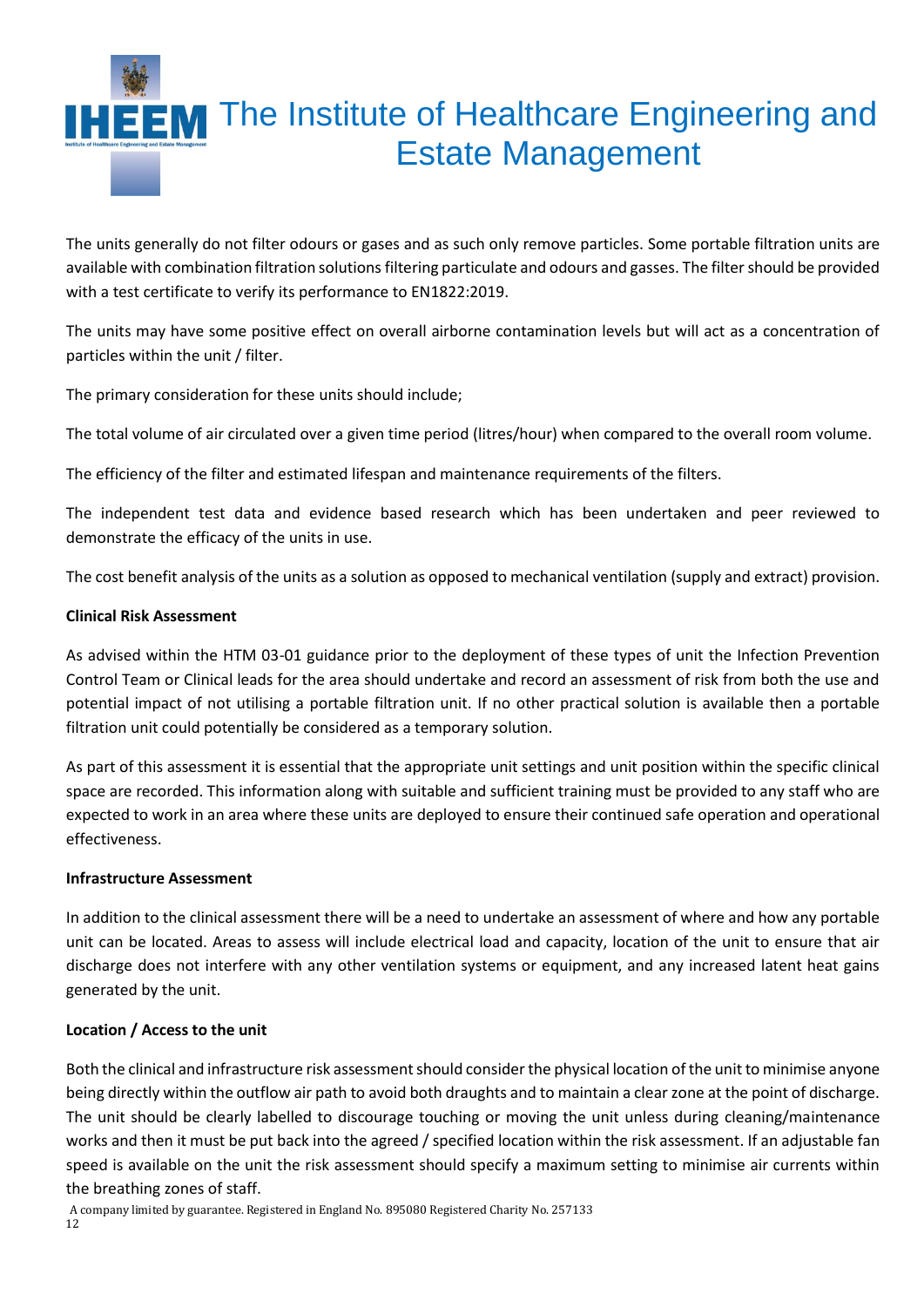The units generally do not filter odours or gases and as such only remove particles. Some portable filtration units are available with combination filtration solutions filtering particulate and odours and gasses. The filter should be provided with a test certificate to verify its performance to EN1822:2019.

The units may have some positive effect on overall airborne contamination levels but will act as a concentration of particles within the unit / filter.

The primary consideration for these units should include;

The total volume of air circulated over a given time period (litres/hour) when compared to the overall room volume.

The efficiency of the filter and estimated lifespan and maintenance requirements of the filters.

The independent test data and evidence based research which has been undertaken and peer reviewed to demonstrate the efficacy of the units in use.

The cost benefit analysis of the units as a solution as opposed to mechanical ventilation (supply and extract) provision.

**Clinical Risk Assessment**

As advised within the HTM 03-01 guidance prior to the deployment of these types of unit the Infection Prevention Control Team or Clinical leads for the area should undertake and record an assessment of risk from both the use and potential impact of not utilising a portable filtration unit. If no other practical solution is available then a portable filtration unit could potentially be considered as a temporary solution.

As part of this assessment it is essential that the appropriate unit settings and unit position within the specific clinical space are recorded. This information along with suitable and sufficient training must be provided to any staff who are expected to work in an area where these units are deployed to ensure their continued safe operation and operational effectiveness.

**Infrastructure Assessment**

In addition to the clinical assessment there will be a need to undertake an assessment of where and how any portable unit can be located. Areas to assess will include electrical load and capacity, location of the unit to ensure that air discharge does not interfere with any other ventilation systems or equipment, and any increased latent heat gains generated by the unit.

**Location / Access to the unit**

Both the clinical and infrastructure risk assessment should consider the physical location of the unit to minimise anyone being directly within the outflow air path to avoid both draughts and to maintain a clear zone at the point of discharge. The unit should be clearly labelled to discourage touching or moving the unit unless during cleaning/maintenance works and then it must be put back into the agreed / specified location within the risk assessment. If an adjustable fan speed is available on the unit the risk assessment should specify a maximum setting to minimise air currents within the breathing zones of staff.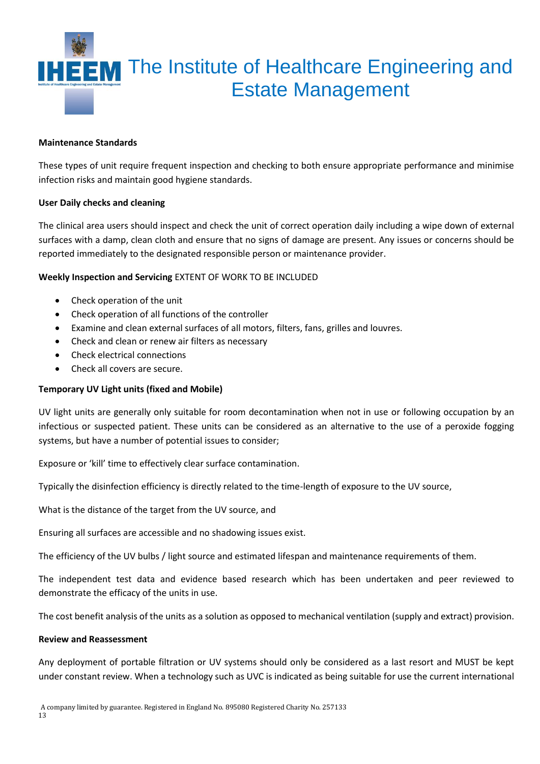**Maintenance Standards**

These types of unit require frequent inspection and checking to both ensure appropriate performance and minimise infection risks and maintain good hygiene standards.

**User Daily checks and cleaning**

The clinical area users should inspect and check the unit of correct operation daily including a wipe down of external surfaces with a damp, clean cloth and ensure that no signs of damage are present. Any issues or concerns should be reported immediately to the designated responsible person or maintenance provider.

**Weekly Inspection and Servicing** EXTENT OF WORK TO BE INCLUDED

- Check operation of the unit
- Check operation of all functions of the controller
- Examine and clean external surfaces of all motors, filters, fans, grilles and louvres.
- Check and clean or renew air filters as necessary
- Check electrical connections
- Check all covers are secure.

**Temporary UV Light units (fixed and Mobile)**

UV light units are generally only suitable for room decontamination when not in use or following occupation by an infectious or suspected patient. These units can be considered as an alternative to the use of a peroxide fogging systems, but have a number of potential issues to consider;

Exposure or 'kill' time to effectively clear surface contamination.

Typically the disinfection efficiency is directly related to the time-length of exposure to the UV source,

What is the distance of the target from the UV source, and

Ensuring all surfaces are accessible and no shadowing issues exist.

The efficiency of the UV bulbs / light source and estimated lifespan and maintenance requirements of them.

The independent test data and evidence based research which has been undertaken and peer reviewed to demonstrate the efficacy of the units in use.

The cost benefit analysis of the units as a solution as opposed to mechanical ventilation (supply and extract) provision.

**Review and Reassessment**

Any deployment of portable filtration or UV systems should only be considered as a last resort and MUST be kept under constant review. When a technology such as UVC is indicated as being suitable for use the current international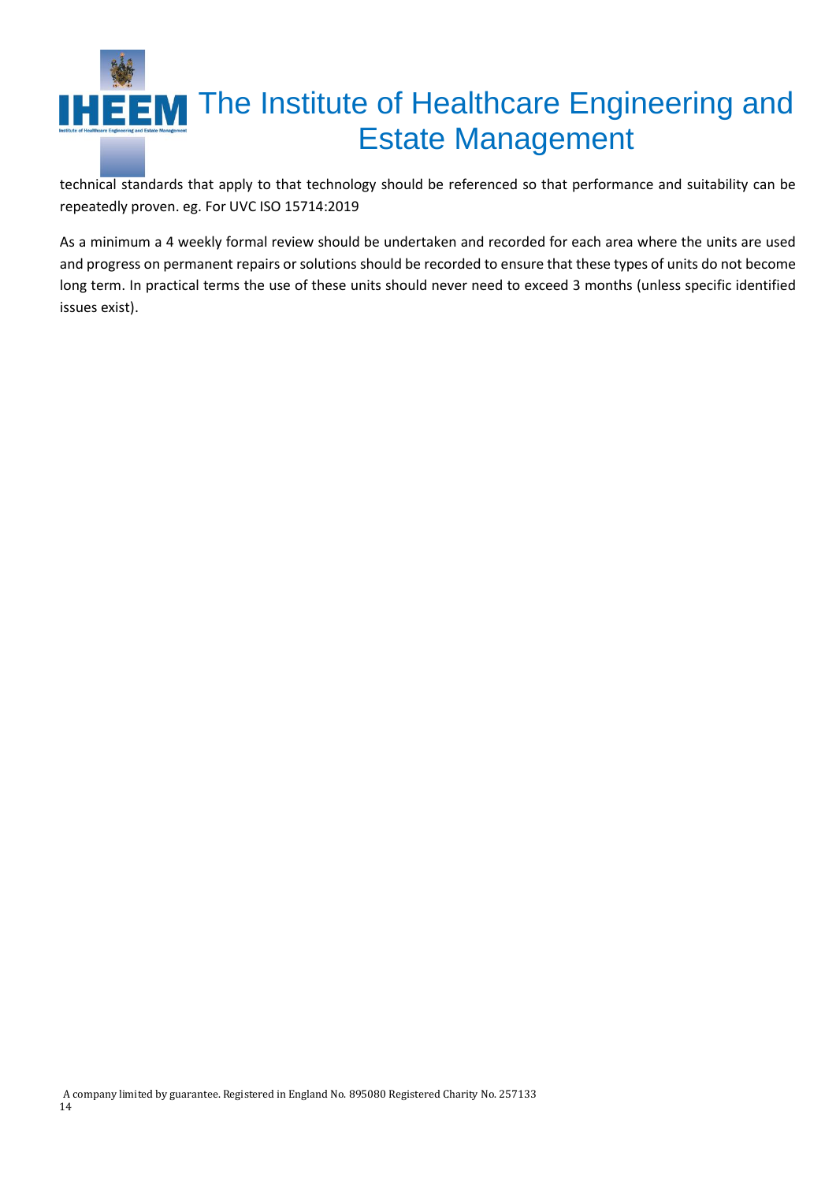technical standards that apply to that technology should be referenced so that performance and suitability can be repeatedly proven. eg. For UVC ISO 15714:2019

As a minimum a 4 weekly formal review should be undertaken and recorded for each area where the units are used and progress on permanent repairs or solutions should be recorded to ensure that these types of units do not become long term. In practical terms the use of these units should never need to exceed 3 months (unless specific identified issues exist).